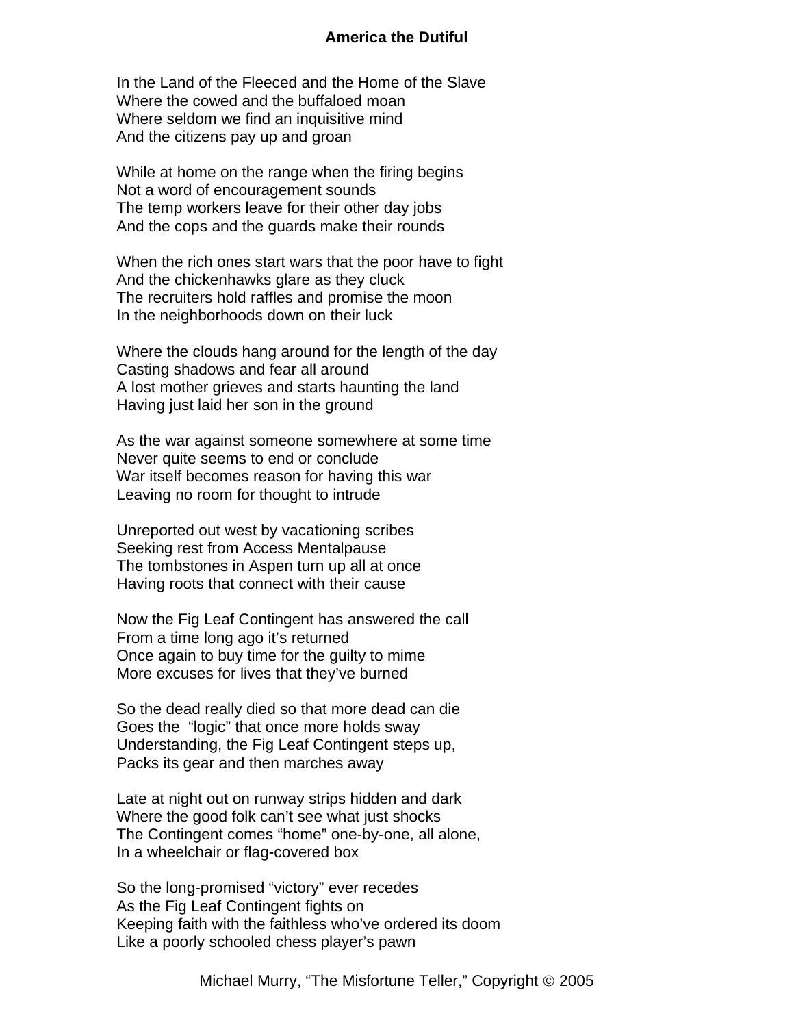# America the Dutiful

In the Land of the Fleeced and the Home of the Slave
Where the cowed and the buffaloed moan
Where seldom we find an inquisitive mind
And the citizens pay up and groan

While at home on the range when the firing begins
Not a word of encouragement sounds
The temp workers leave for their other day jobs
And the cops and the guards make their rounds

When the rich ones start wars that the poor have to fight
And the chickenhawks glare as they cluck
The recruiters hold raffles and promise the moon
In the neighborhoods down on their luck

Where the clouds hang around for the length of the day
Casting shadows and fear all around
A lost mother grieves and starts haunting the land
Having just laid her son in the ground

As the war against someone somewhere at some time
Never quite seems to end or conclude
War itself becomes reason for having this war
Leaving no room for thought to intrude

Unreported out west by vacationing scribes
Seeking rest from Access Mentalpause
The tombstones in Aspen turn up all at once
Having roots that connect with their cause

Now the Fig Leaf Contingent has answered the call
From a time long ago it's returned
Once again to buy time for the guilty to mime
More excuses for lives that they've burned

So the dead really died so that more dead can die
Goes the "logic" that once more holds sway
Understanding, the Fig Leaf Contingent steps up,
Packs its gear and then marches away

Late at night out on runway strips hidden and dark
Where the good folk can't see what just shocks
The Contingent comes "home" one-by-one, all alone,
In a wheelchair or flag-covered box

So the long-promised "victory" ever recedes
As the Fig Leaf Contingent fights on
Keeping faith with the faithless who've ordered its doom
Like a poorly schooled chess player's pawn

Michael Murry, "The Misfortune Teller," Copyright © 2005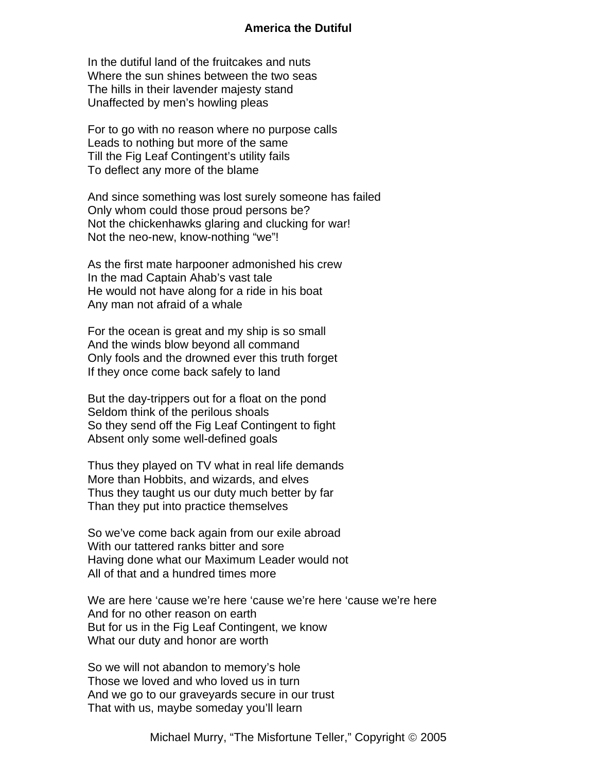# America the Dutiful

In the dutiful land of the fruitcakes and nuts
Where the sun shines between the two seas
The hills in their lavender majesty stand
Unaffected by men's howling pleas

For to go with no reason where no purpose calls
Leads to nothing but more of the same
Till the Fig Leaf Contingent's utility fails
To deflect any more of the blame

And since something was lost surely someone has failed
Only whom could those proud persons be?
Not the chickenhawks glaring and clucking for war!
Not the neo-new, know-nothing "we"!

As the first mate harpooner admonished his crew
In the mad Captain Ahab's vast tale
He would not have along for a ride in his boat
Any man not afraid of a whale

For the ocean is great and my ship is so small
And the winds blow beyond all command
Only fools and the drowned ever this truth forget
If they once come back safely to land

But the day-trippers out for a float on the pond
Seldom think of the perilous shoals
So they send off the Fig Leaf Contingent to fight
Absent only some well-defined goals

Thus they played on TV what in real life demands
More than Hobbits, and wizards, and elves
Thus they taught us our duty much better by far
Than they put into practice themselves

So we've come back again from our exile abroad
With our tattered ranks bitter and sore
Having done what our Maximum Leader would not
All of that and a hundred times more

We are here 'cause we're here 'cause we're here 'cause we're here
And for no other reason on earth
But for us in the Fig Leaf Contingent, we know
What our duty and honor are worth

So we will not abandon to memory's hole
Those we loved and who loved us in turn
And we go to our graveyards secure in our trust
That with us, maybe someday you'll learn

Michael Murry, "The Misfortune Teller," Copyright © 2005